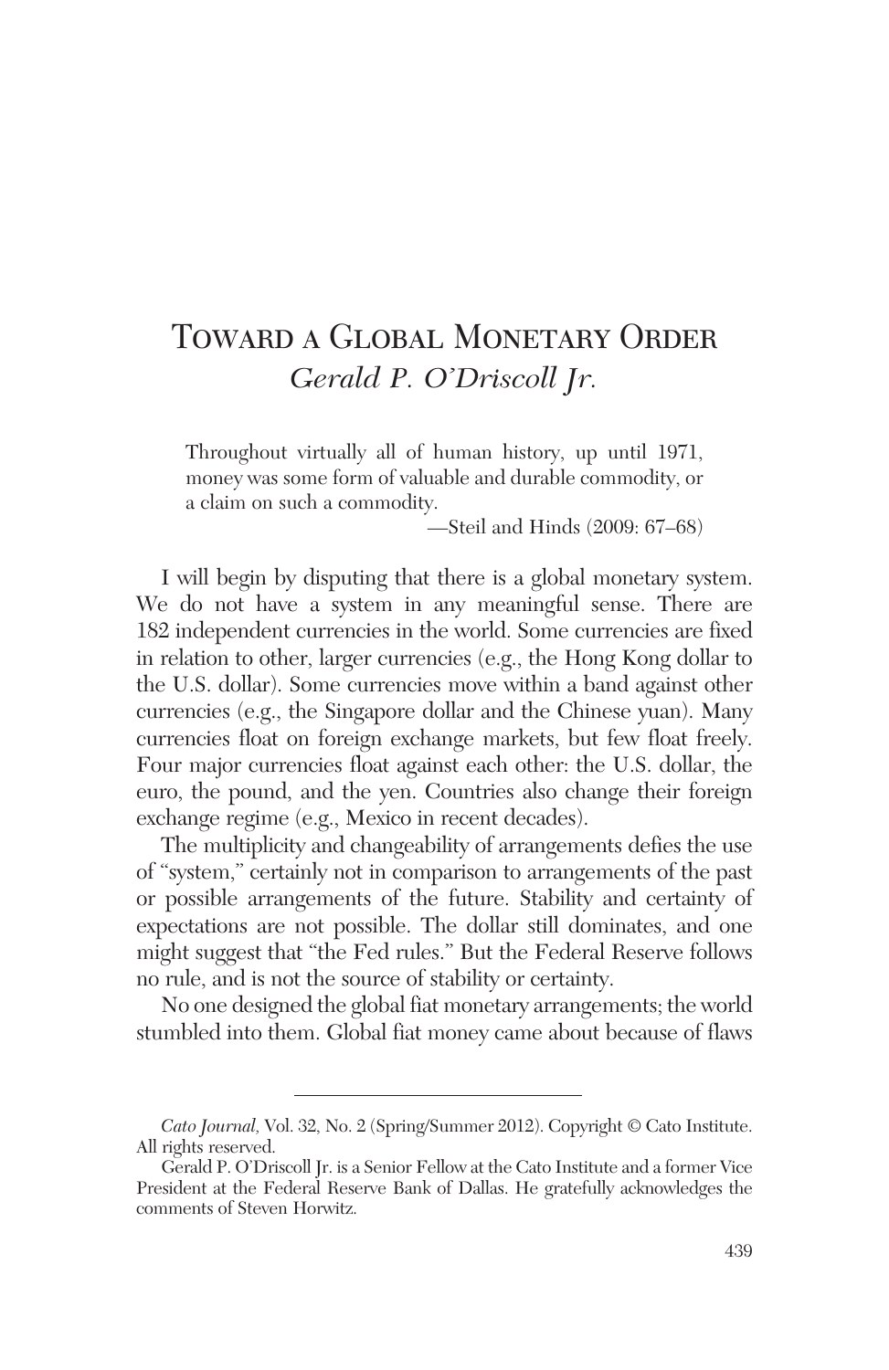# Toward a Global Monetary Order

*Gerald P. O'Driscoll Jr.*

> Throughout virtually all of human history, up until 1971, money was some form of valuable and durable commodity, or a claim on such a commodity.
>
> —Steil and Hinds (2009: 67–68)

I will begin by disputing that there is a global monetary system. We do not have a system in any meaningful sense. There are 182 independent currencies in the world. Some currencies are fixed in relation to other, larger currencies (e.g., the Hong Kong dollar to the U.S. dollar). Some currencies move within a band against other currencies (e.g., the Singapore dollar and the Chinese yuan). Many currencies float on foreign exchange markets, but few float freely. Four major currencies float against each other: the U.S. dollar, the euro, the pound, and the yen. Countries also change their foreign exchange regime (e.g., Mexico in recent decades).

The multiplicity and changeability of arrangements defies the use of "system," certainly not in comparison to arrangements of the past or possible arrangements of the future. Stability and certainty of expectations are not possible. The dollar still dominates, and one might suggest that "the Fed rules." But the Federal Reserve follows no rule, and is not the source of stability or certainty.

No one designed the global fiat monetary arrangements; the world stumbled into them. Global fiat money came about because of flaws

---

*Cato Journal,* Vol. 32, No. 2 (Spring/Summer 2012). Copyright © Cato Institute. All rights reserved.

Gerald P. O'Driscoll Jr. is a Senior Fellow at the Cato Institute and a former Vice President at the Federal Reserve Bank of Dallas. He gratefully acknowledges the comments of Steven Horwitz.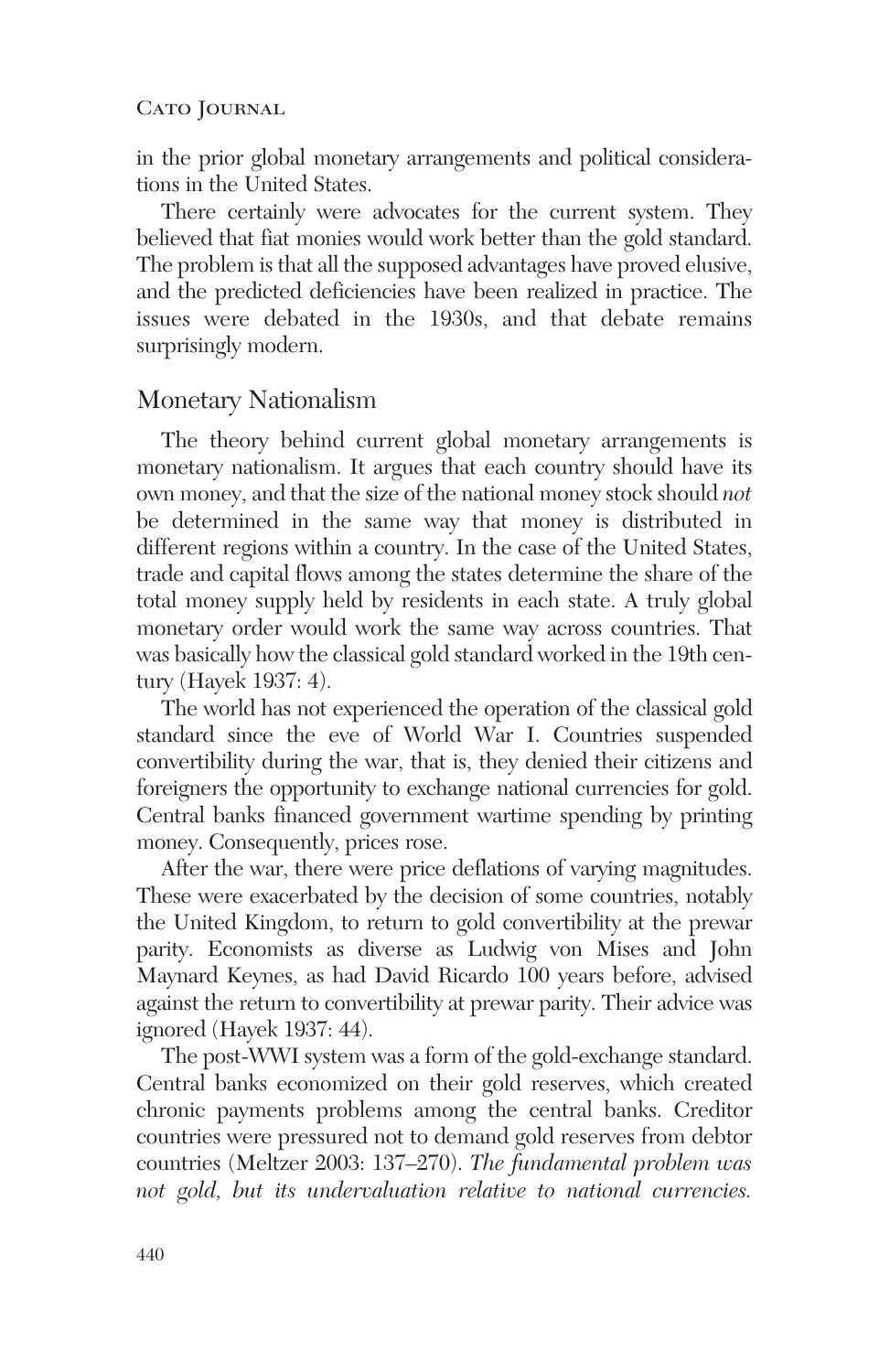in the prior global monetary arrangements and political considerations in the United States.

There certainly were advocates for the current system. They believed that fiat monies would work better than the gold standard. The problem is that all the supposed advantages have proved elusive, and the predicted deficiencies have been realized in practice. The issues were debated in the 1930s, and that debate remains surprisingly modern.

## Monetary Nationalism

The theory behind current global monetary arrangements is monetary nationalism. It argues that each country should have its own money, and that the size of the national money stock should *not* be determined in the same way that money is distributed in different regions within a country. In the case of the United States, trade and capital flows among the states determine the share of the total money supply held by residents in each state. A truly global monetary order would work the same way across countries. That was basically how the classical gold standard worked in the 19th century (Hayek 1937: 4).

The world has not experienced the operation of the classical gold standard since the eve of World War I. Countries suspended convertibility during the war, that is, they denied their citizens and foreigners the opportunity to exchange national currencies for gold. Central banks financed government wartime spending by printing money. Consequently, prices rose.

After the war, there were price deflations of varying magnitudes. These were exacerbated by the decision of some countries, notably the United Kingdom, to return to gold convertibility at the prewar parity. Economists as diverse as Ludwig von Mises and John Maynard Keynes, as had David Ricardo 100 years before, advised against the return to convertibility at prewar parity. Their advice was ignored (Hayek 1937: 44).

The post-WWI system was a form of the gold-exchange standard. Central banks economized on their gold reserves, which created chronic payments problems among the central banks. Creditor countries were pressured not to demand gold reserves from debtor countries (Meltzer 2003: 137–270). *The fundamental problem was not gold, but its undervaluation relative to national currencies.*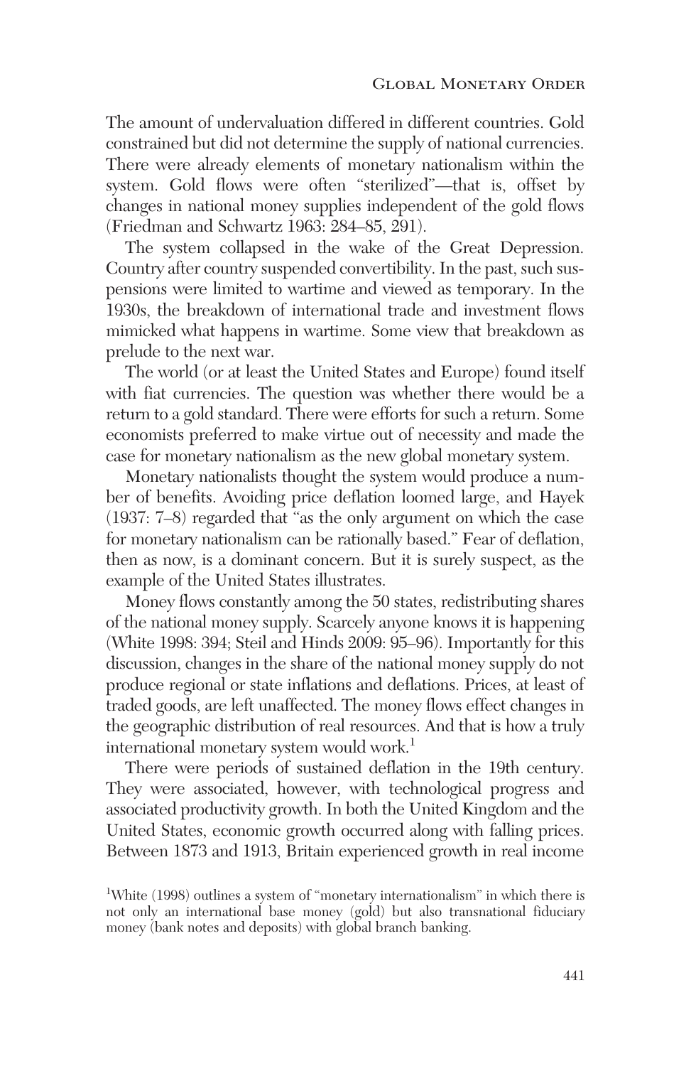The amount of undervaluation differed in different countries. Gold constrained but did not determine the supply of national currencies. There were already elements of monetary nationalism within the system. Gold flows were often "sterilized"—that is, offset by changes in national money supplies independent of the gold flows (Friedman and Schwartz 1963: 284–85, 291).

The system collapsed in the wake of the Great Depression. Country after country suspended convertibility. In the past, such suspensions were limited to wartime and viewed as temporary. In the 1930s, the breakdown of international trade and investment flows mimicked what happens in wartime. Some view that breakdown as prelude to the next war.

The world (or at least the United States and Europe) found itself with fiat currencies. The question was whether there would be a return to a gold standard. There were efforts for such a return. Some economists preferred to make virtue out of necessity and made the case for monetary nationalism as the new global monetary system.

Monetary nationalists thought the system would produce a number of benefits. Avoiding price deflation loomed large, and Hayek (1937: 7–8) regarded that "as the only argument on which the case for monetary nationalism can be rationally based." Fear of deflation, then as now, is a dominant concern. But it is surely suspect, as the example of the United States illustrates.

Money flows constantly among the 50 states, redistributing shares of the national money supply. Scarcely anyone knows it is happening (White 1998: 394; Steil and Hinds 2009: 95–96). Importantly for this discussion, changes in the share of the national money supply do not produce regional or state inflations and deflations. Prices, at least of traded goods, are left unaffected. The money flows effect changes in the geographic distribution of real resources. And that is how a truly international monetary system would work.[1]

There were periods of sustained deflation in the 19th century. They were associated, however, with technological progress and associated productivity growth. In both the United Kingdom and the United States, economic growth occurred along with falling prices. Between 1873 and 1913, Britain experienced growth in real income

[1] White (1998) outlines a system of "monetary internationalism" in which there is not only an international base money (gold) but also transnational fiduciary money (bank notes and deposits) with global branch banking.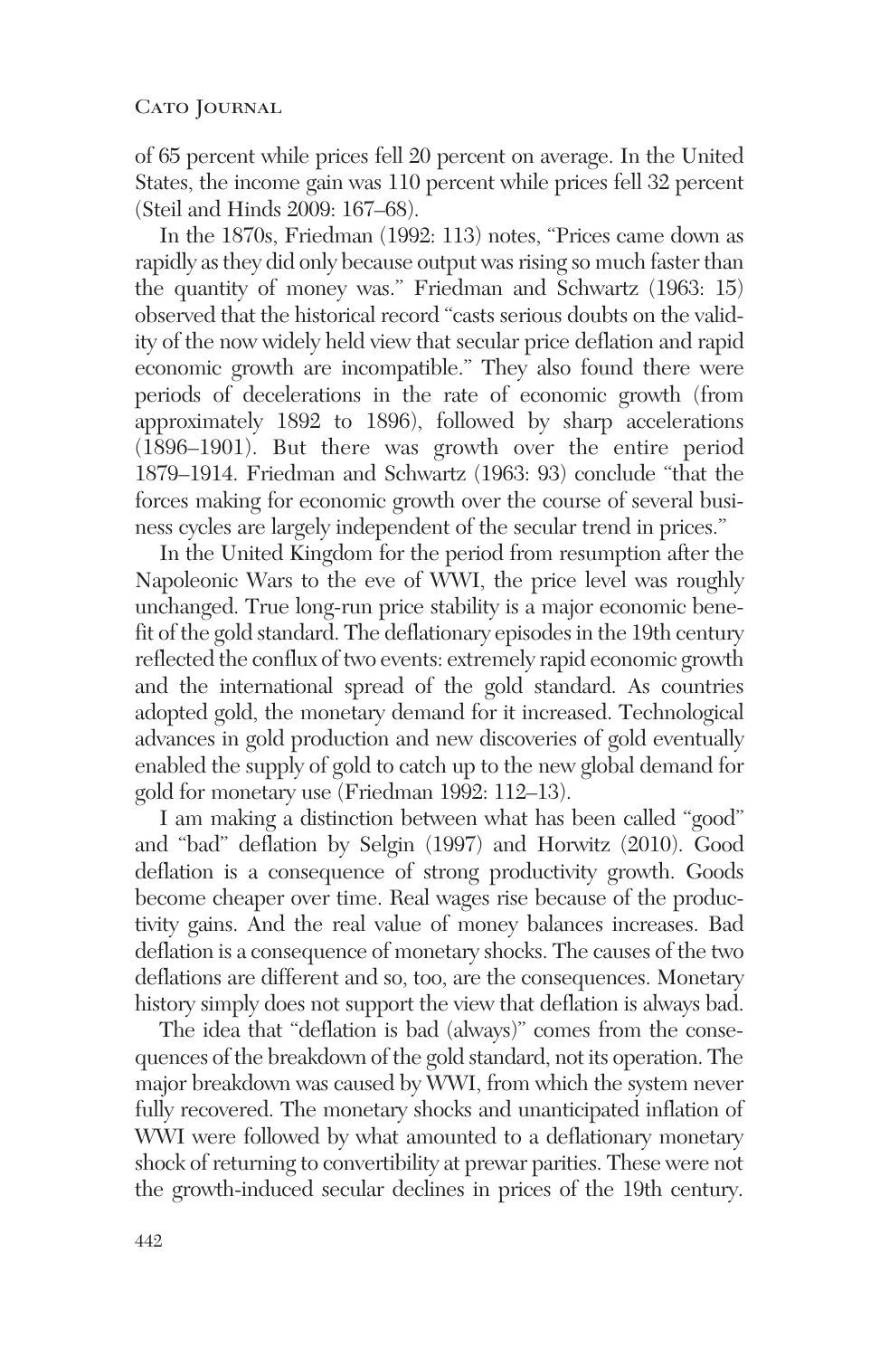of 65 percent while prices fell 20 percent on average. In the United States, the income gain was 110 percent while prices fell 32 percent (Steil and Hinds 2009: 167–68).

In the 1870s, Friedman (1992: 113) notes, "Prices came down as rapidly as they did only because output was rising so much faster than the quantity of money was." Friedman and Schwartz (1963: 15) observed that the historical record "casts serious doubts on the validity of the now widely held view that secular price deflation and rapid economic growth are incompatible." They also found there were periods of decelerations in the rate of economic growth (from approximately 1892 to 1896), followed by sharp accelerations (1896–1901). But there was growth over the entire period 1879–1914. Friedman and Schwartz (1963: 93) conclude "that the forces making for economic growth over the course of several business cycles are largely independent of the secular trend in prices."

In the United Kingdom for the period from resumption after the Napoleonic Wars to the eve of WWI, the price level was roughly unchanged. True long-run price stability is a major economic benefit of the gold standard. The deflationary episodes in the 19th century reflected the conflux of two events: extremely rapid economic growth and the international spread of the gold standard. As countries adopted gold, the monetary demand for it increased. Technological advances in gold production and new discoveries of gold eventually enabled the supply of gold to catch up to the new global demand for gold for monetary use (Friedman 1992: 112–13).

I am making a distinction between what has been called "good" and "bad" deflation by Selgin (1997) and Horwitz (2010). Good deflation is a consequence of strong productivity growth. Goods become cheaper over time. Real wages rise because of the productivity gains. And the real value of money balances increases. Bad deflation is a consequence of monetary shocks. The causes of the two deflations are different and so, too, are the consequences. Monetary history simply does not support the view that deflation is always bad.

The idea that "deflation is bad (always)" comes from the consequences of the breakdown of the gold standard, not its operation. The major breakdown was caused by WWI, from which the system never fully recovered. The monetary shocks and unanticipated inflation of WWI were followed by what amounted to a deflationary monetary shock of returning to convertibility at prewar parities. These were not the growth-induced secular declines in prices of the 19th century.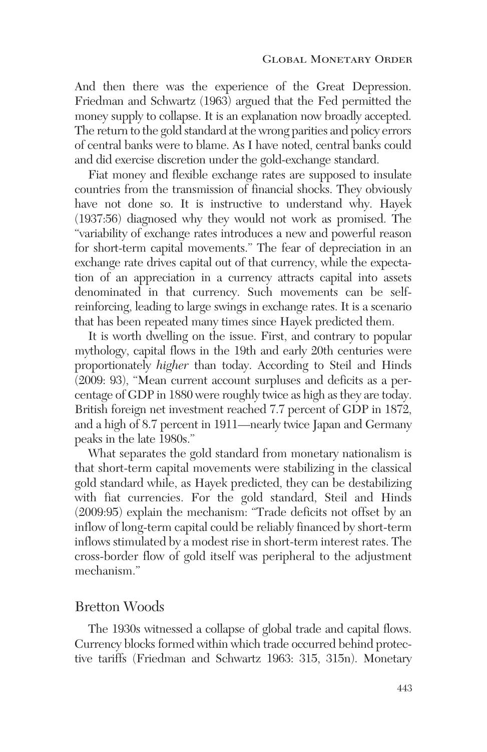And then there was the experience of the Great Depression. Friedman and Schwartz (1963) argued that the Fed permitted the money supply to collapse. It is an explanation now broadly accepted. The return to the gold standard at the wrong parities and policy errors of central banks were to blame. As I have noted, central banks could and did exercise discretion under the gold-exchange standard.

Fiat money and flexible exchange rates are supposed to insulate countries from the transmission of financial shocks. They obviously have not done so. It is instructive to understand why. Hayek (1937:56) diagnosed why they would not work as promised. The "variability of exchange rates introduces a new and powerful reason for short-term capital movements." The fear of depreciation in an exchange rate drives capital out of that currency, while the expectation of an appreciation in a currency attracts capital into assets denominated in that currency. Such movements can be self-reinforcing, leading to large swings in exchange rates. It is a scenario that has been repeated many times since Hayek predicted them.

It is worth dwelling on the issue. First, and contrary to popular mythology, capital flows in the 19th and early 20th centuries were proportionately *higher* than today. According to Steil and Hinds (2009: 93), "Mean current account surpluses and deficits as a percentage of GDP in 1880 were roughly twice as high as they are today. British foreign net investment reached 7.7 percent of GDP in 1872, and a high of 8.7 percent in 1911—nearly twice Japan and Germany peaks in the late 1980s."

What separates the gold standard from monetary nationalism is that short-term capital movements were stabilizing in the classical gold standard while, as Hayek predicted, they can be destabilizing with fiat currencies. For the gold standard, Steil and Hinds (2009:95) explain the mechanism: "Trade deficits not offset by an inflow of long-term capital could be reliably financed by short-term inflows stimulated by a modest rise in short-term interest rates. The cross-border flow of gold itself was peripheral to the adjustment mechanism."

## Bretton Woods

The 1930s witnessed a collapse of global trade and capital flows. Currency blocks formed within which trade occurred behind protective tariffs (Friedman and Schwartz 1963: 315, 315n). Monetary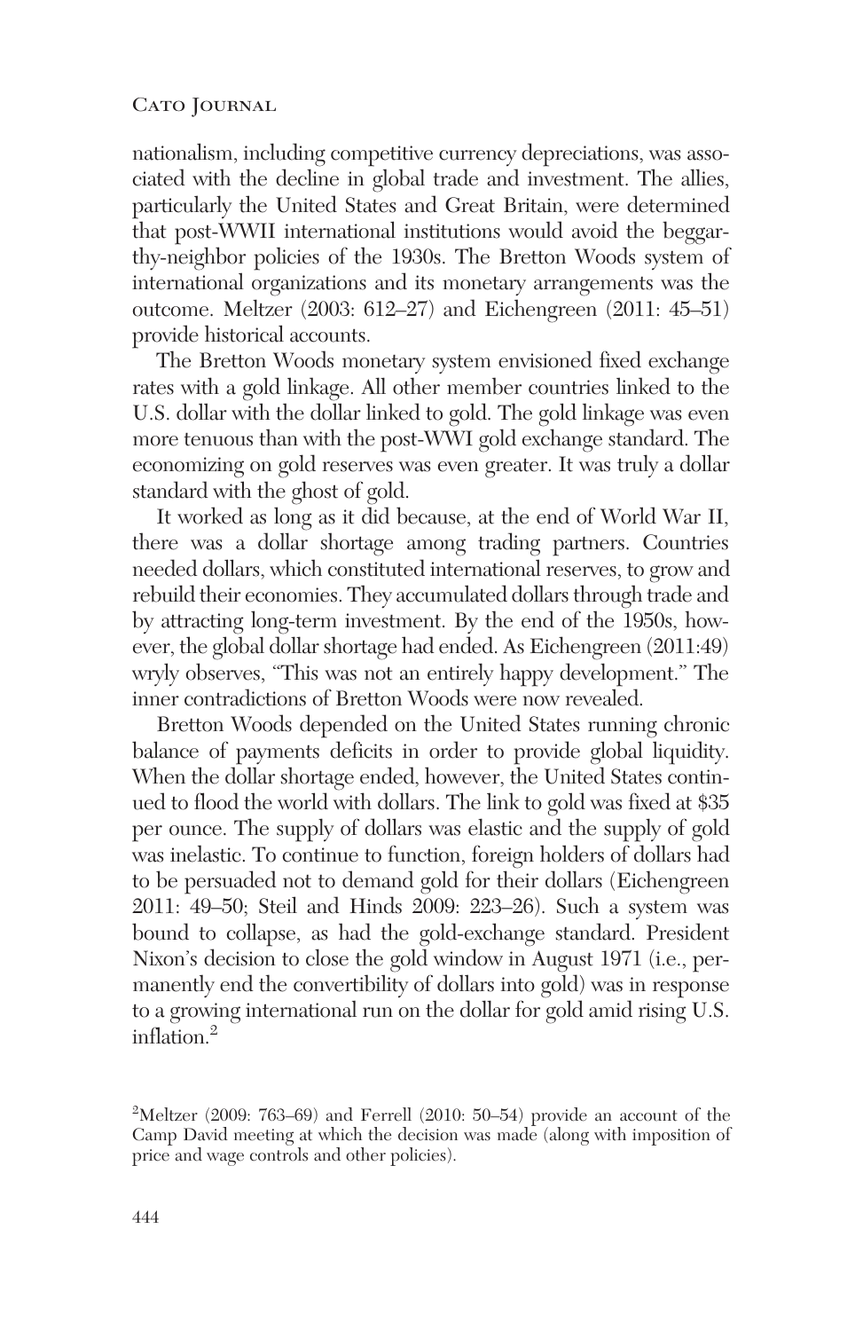nationalism, including competitive currency depreciations, was associated with the decline in global trade and investment. The allies, particularly the United States and Great Britain, were determined that post-WWII international institutions would avoid the beggar-thy-neighbor policies of the 1930s. The Bretton Woods system of international organizations and its monetary arrangements was the outcome. Meltzer (2003: 612–27) and Eichengreen (2011: 45–51) provide historical accounts.

The Bretton Woods monetary system envisioned fixed exchange rates with a gold linkage. All other member countries linked to the U.S. dollar with the dollar linked to gold. The gold linkage was even more tenuous than with the post-WWI gold exchange standard. The economizing on gold reserves was even greater. It was truly a dollar standard with the ghost of gold.

It worked as long as it did because, at the end of World War II, there was a dollar shortage among trading partners. Countries needed dollars, which constituted international reserves, to grow and rebuild their economies. They accumulated dollars through trade and by attracting long-term investment. By the end of the 1950s, however, the global dollar shortage had ended. As Eichengreen (2011:49) wryly observes, "This was not an entirely happy development." The inner contradictions of Bretton Woods were now revealed.

Bretton Woods depended on the United States running chronic balance of payments deficits in order to provide global liquidity. When the dollar shortage ended, however, the United States continued to flood the world with dollars. The link to gold was fixed at $35 per ounce. The supply of dollars was elastic and the supply of gold was inelastic. To continue to function, foreign holders of dollars had to be persuaded not to demand gold for their dollars (Eichengreen 2011: 49–50; Steil and Hinds 2009: 223–26). Such a system was bound to collapse, as had the gold-exchange standard. President Nixon's decision to close the gold window in August 1971 (i.e., permanently end the convertibility of dollars into gold) was in response to a growing international run on the dollar for gold amid rising U.S. inflation.[2]

[2]Meltzer (2009: 763–69) and Ferrell (2010: 50–54) provide an account of the Camp David meeting at which the decision was made (along with imposition of price and wage controls and other policies).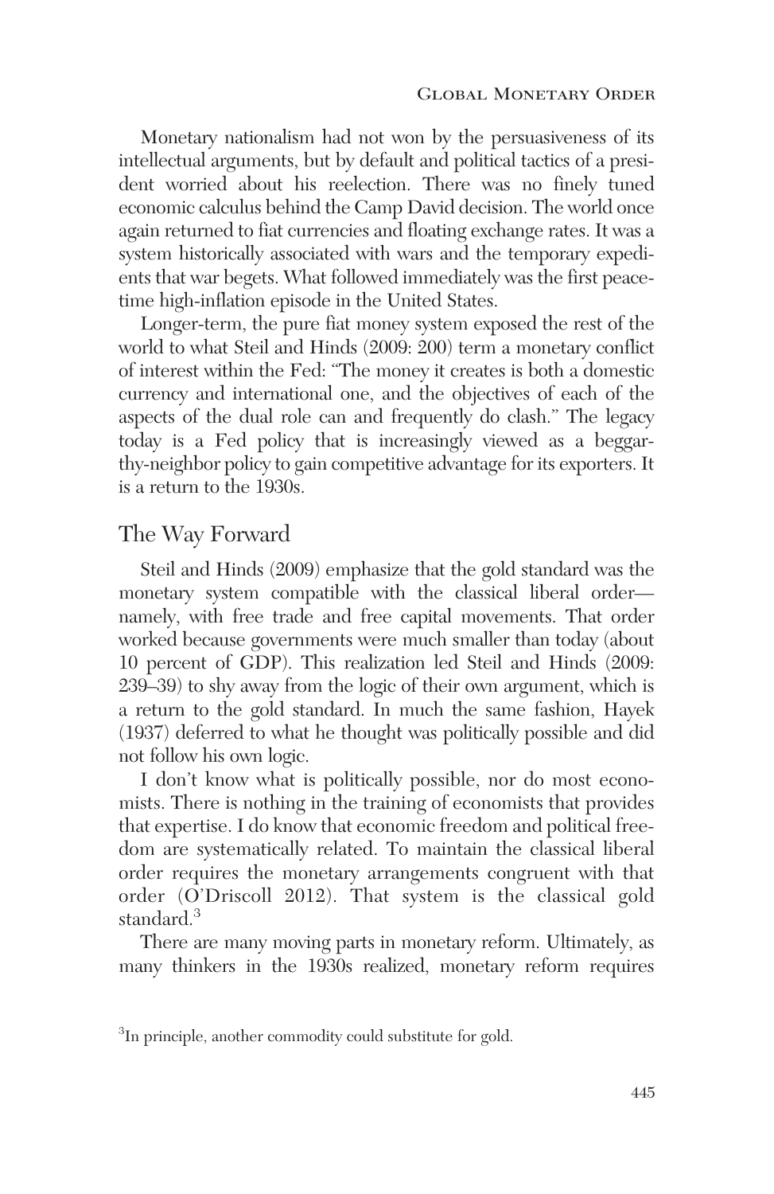Monetary nationalism had not won by the persuasiveness of its intellectual arguments, but by default and political tactics of a president worried about his reelection. There was no finely tuned economic calculus behind the Camp David decision. The world once again returned to fiat currencies and floating exchange rates. It was a system historically associated with wars and the temporary expedients that war begets. What followed immediately was the first peacetime high-inflation episode in the United States.

Longer-term, the pure fiat money system exposed the rest of the world to what Steil and Hinds (2009: 200) term a monetary conflict of interest within the Fed: "The money it creates is both a domestic currency and international one, and the objectives of each of the aspects of the dual role can and frequently do clash." The legacy today is a Fed policy that is increasingly viewed as a beggar-thy-neighbor policy to gain competitive advantage for its exporters. It is a return to the 1930s.

## The Way Forward

Steil and Hinds (2009) emphasize that the gold standard was the monetary system compatible with the classical liberal order—namely, with free trade and free capital movements. That order worked because governments were much smaller than today (about 10 percent of GDP). This realization led Steil and Hinds (2009: 239–39) to shy away from the logic of their own argument, which is a return to the gold standard. In much the same fashion, Hayek (1937) deferred to what he thought was politically possible and did not follow his own logic.

I don't know what is politically possible, nor do most economists. There is nothing in the training of economists that provides that expertise. I do know that economic freedom and political freedom are systematically related. To maintain the classical liberal order requires the monetary arrangements congruent with that order (O'Driscoll 2012). That system is the classical gold standard.[3]

There are many moving parts in monetary reform. Ultimately, as many thinkers in the 1930s realized, monetary reform requires

[3]In principle, another commodity could substitute for gold.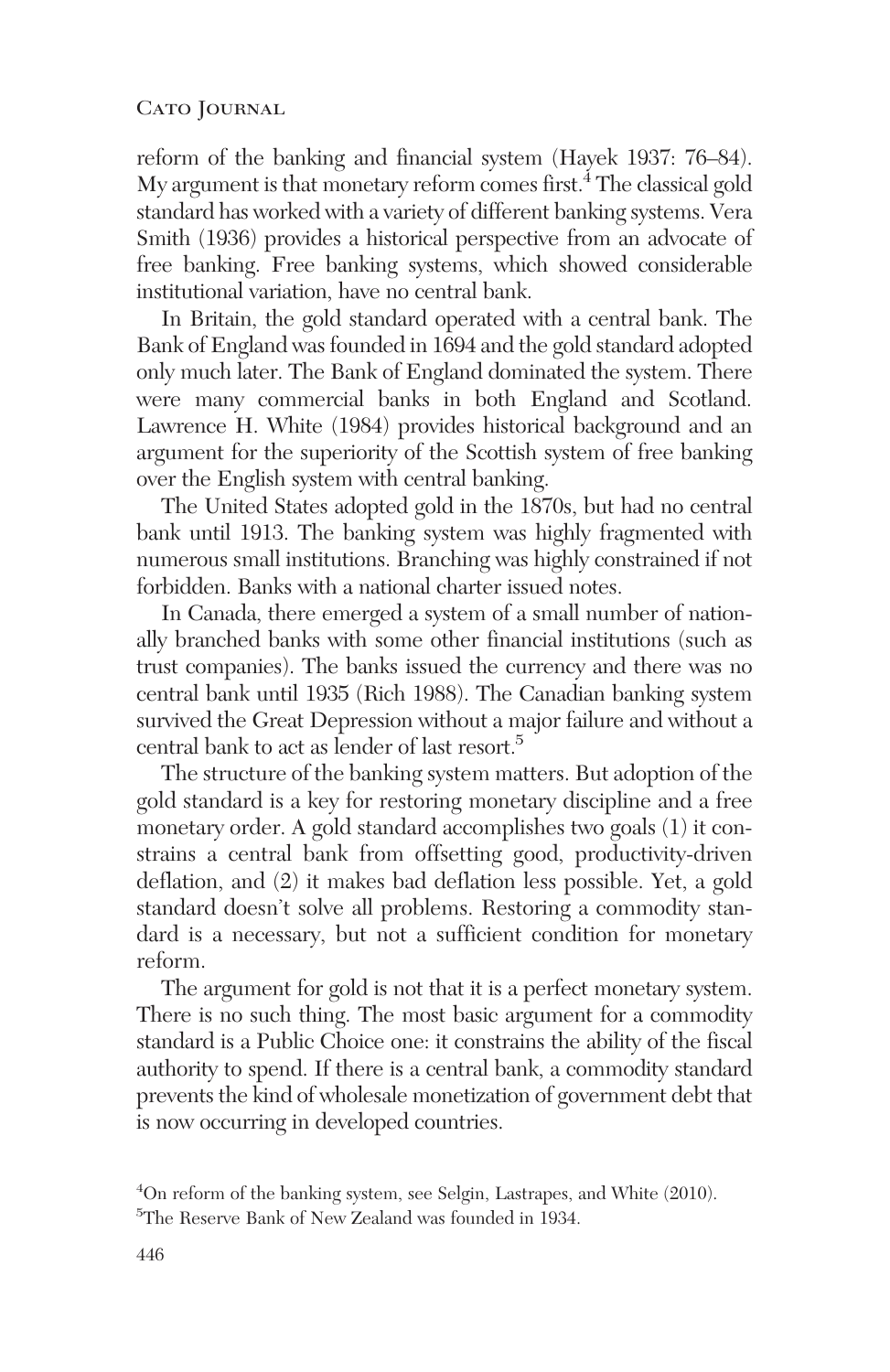reform of the banking and financial system (Hayek 1937: 76–84). My argument is that monetary reform comes first.[4] The classical gold standard has worked with a variety of different banking systems. Vera Smith (1936) provides a historical perspective from an advocate of free banking. Free banking systems, which showed considerable institutional variation, have no central bank.

In Britain, the gold standard operated with a central bank. The Bank of England was founded in 1694 and the gold standard adopted only much later. The Bank of England dominated the system. There were many commercial banks in both England and Scotland. Lawrence H. White (1984) provides historical background and an argument for the superiority of the Scottish system of free banking over the English system with central banking.

The United States adopted gold in the 1870s, but had no central bank until 1913. The banking system was highly fragmented with numerous small institutions. Branching was highly constrained if not forbidden. Banks with a national charter issued notes.

In Canada, there emerged a system of a small number of nationally branched banks with some other financial institutions (such as trust companies). The banks issued the currency and there was no central bank until 1935 (Rich 1988). The Canadian banking system survived the Great Depression without a major failure and without a central bank to act as lender of last resort.[5]

The structure of the banking system matters. But adoption of the gold standard is a key for restoring monetary discipline and a free monetary order. A gold standard accomplishes two goals (1) it constrains a central bank from offsetting good, productivity-driven deflation, and (2) it makes bad deflation less possible. Yet, a gold standard doesn't solve all problems. Restoring a commodity standard is a necessary, but not a sufficient condition for monetary reform.

The argument for gold is not that it is a perfect monetary system. There is no such thing. The most basic argument for a commodity standard is a Public Choice one: it constrains the ability of the fiscal authority to spend. If there is a central bank, a commodity standard prevents the kind of wholesale monetization of government debt that is now occurring in developed countries.

[4] On reform of the banking system, see Selgin, Lastrapes, and White (2010).

[5] The Reserve Bank of New Zealand was founded in 1934.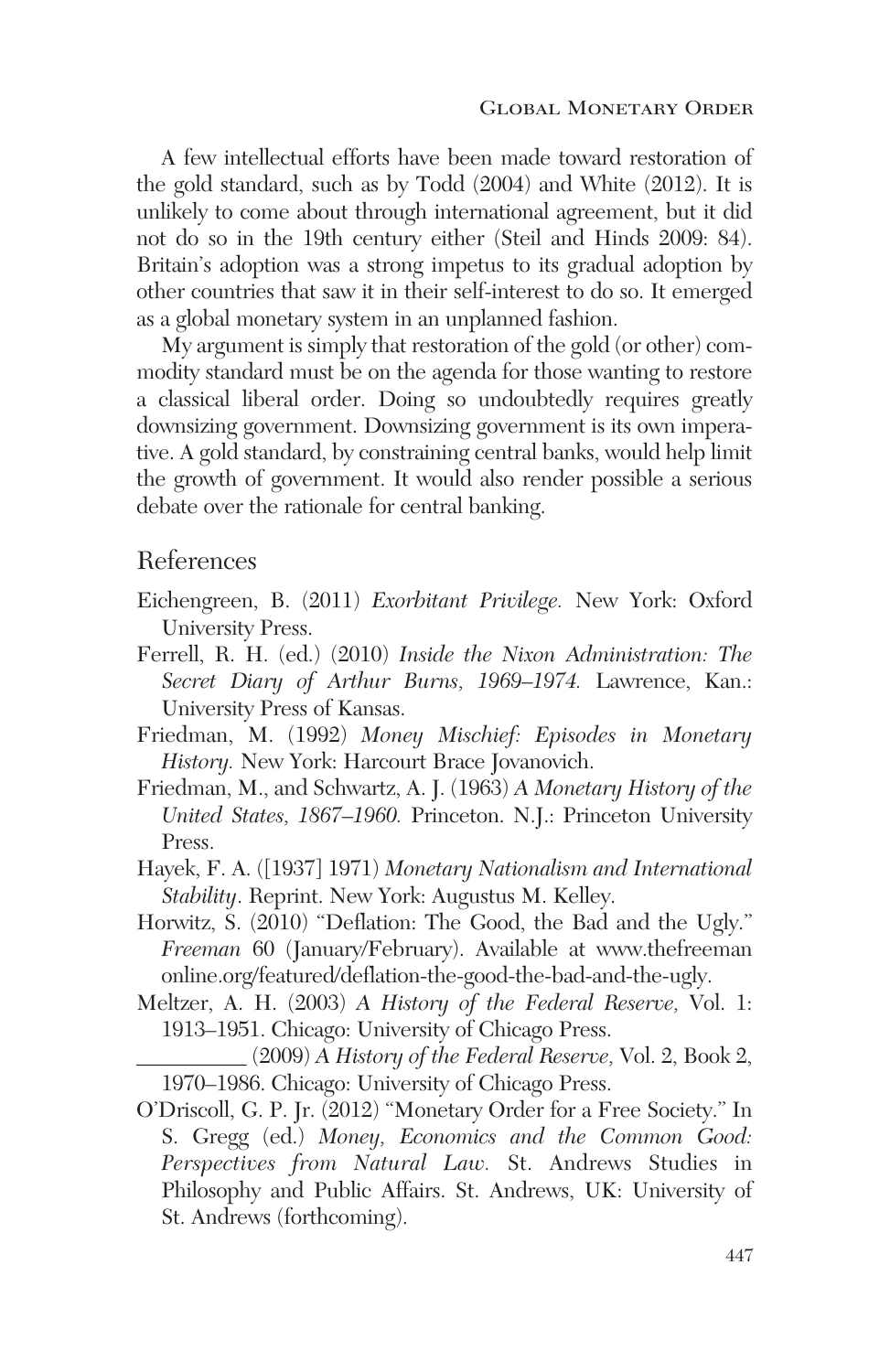A few intellectual efforts have been made toward restoration of the gold standard, such as by Todd (2004) and White (2012). It is unlikely to come about through international agreement, but it did not do so in the 19th century either (Steil and Hinds 2009: 84). Britain's adoption was a strong impetus to its gradual adoption by other countries that saw it in their self-interest to do so. It emerged as a global monetary system in an unplanned fashion.

My argument is simply that restoration of the gold (or other) commodity standard must be on the agenda for those wanting to restore a classical liberal order. Doing so undoubtedly requires greatly downsizing government. Downsizing government is its own imperative. A gold standard, by constraining central banks, would help limit the growth of government. It would also render possible a serious debate over the rationale for central banking.

## References

Eichengreen, B. (2011) *Exorbitant Privilege.* New York: Oxford University Press.

Ferrell, R. H. (ed.) (2010) *Inside the Nixon Administration: The Secret Diary of Arthur Burns, 1969–1974.* Lawrence, Kan.: University Press of Kansas.

Friedman, M. (1992) *Money Mischief: Episodes in Monetary History.* New York: Harcourt Brace Jovanovich.

Friedman, M., and Schwartz, A. J. (1963) *A Monetary History of the United States, 1867–1960.* Princeton. N.J.: Princeton University Press.

Hayek, F. A. ([1937] 1971) *Monetary Nationalism and International Stability*. Reprint. New York: Augustus M. Kelley.

Horwitz, S. (2010) "Deflation: The Good, the Bad and the Ugly." *Freeman* 60 (January/February). Available at www.thefreemanonline.org/featured/deflation-the-good-the-bad-and-the-ugly.

Meltzer, A. H. (2003) *A History of the Federal Reserve,* Vol. 1: 1913–1951. Chicago: University of Chicago Press.

__________ (2009) *A History of the Federal Reserve,* Vol. 2, Book 2, 1970–1986. Chicago: University of Chicago Press.

O'Driscoll, G. P. Jr. (2012) "Monetary Order for a Free Society." In S. Gregg (ed.) *Money, Economics and the Common Good: Perspectives from Natural Law.* St. Andrews Studies in Philosophy and Public Affairs. St. Andrews, UK: University of St. Andrews (forthcoming).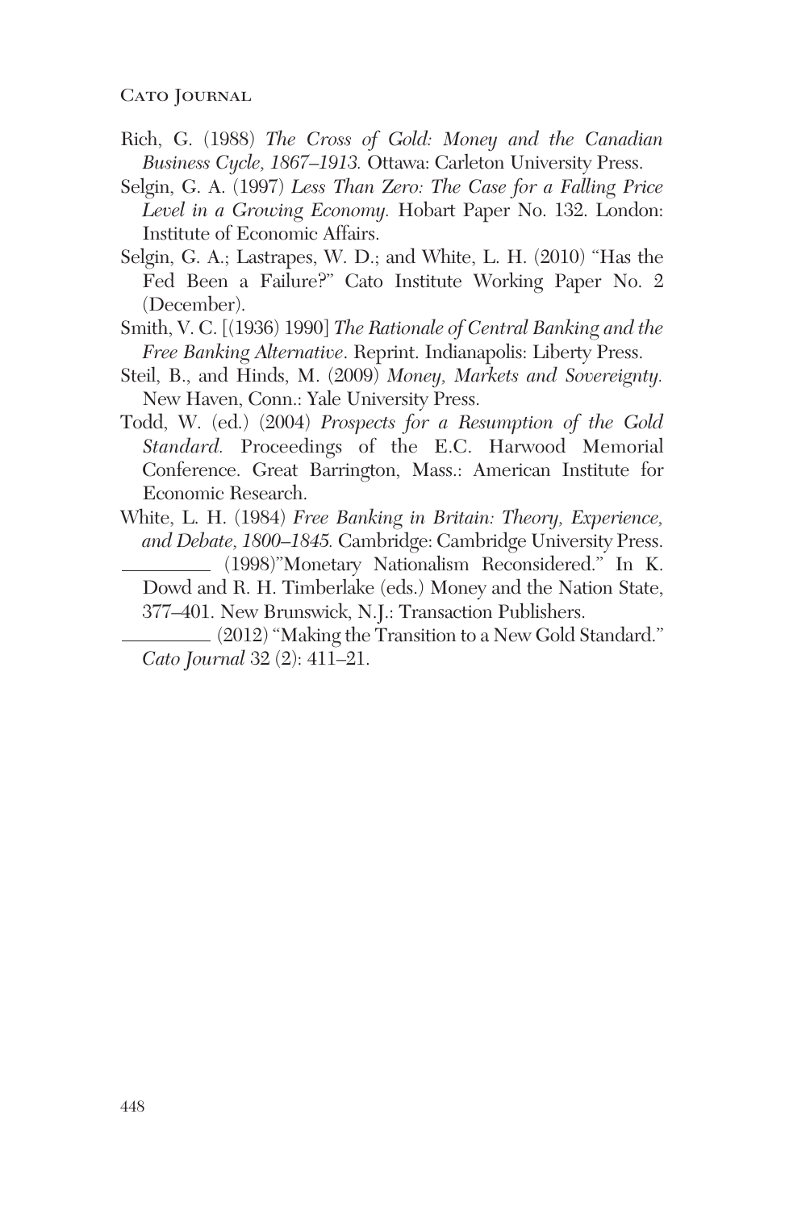Rich, G. (1988) *The Cross of Gold: Money and the Canadian Business Cycle, 1867–1913.* Ottawa: Carleton University Press.

Selgin, G. A. (1997) *Less Than Zero: The Case for a Falling Price Level in a Growing Economy.* Hobart Paper No. 132. London: Institute of Economic Affairs.

Selgin, G. A.; Lastrapes, W. D.; and White, L. H. (2010) "Has the Fed Been a Failure?" Cato Institute Working Paper No. 2 (December).

Smith, V. C. [(1936) 1990] *The Rationale of Central Banking and the Free Banking Alternative*. Reprint. Indianapolis: Liberty Press.

Steil, B., and Hinds, M. (2009) *Money, Markets and Sovereignty.* New Haven, Conn.: Yale University Press.

Todd, W. (ed.) (2004) *Prospects for a Resumption of the Gold Standard.* Proceedings of the E.C. Harwood Memorial Conference. Great Barrington, Mass.: American Institute for Economic Research.

White, L. H. (1984) *Free Banking in Britain: Theory, Experience, and Debate, 1800–1845.* Cambridge: Cambridge University Press.

\_\_\_\_\_\_\_\_\_ (1998)"Monetary Nationalism Reconsidered." In K. Dowd and R. H. Timberlake (eds.) Money and the Nation State, 377–401. New Brunswick, N.J.: Transaction Publishers.

\_\_\_\_\_\_\_\_\_ (2012) "Making the Transition to a New Gold Standard." *Cato Journal* 32 (2): 411–21.